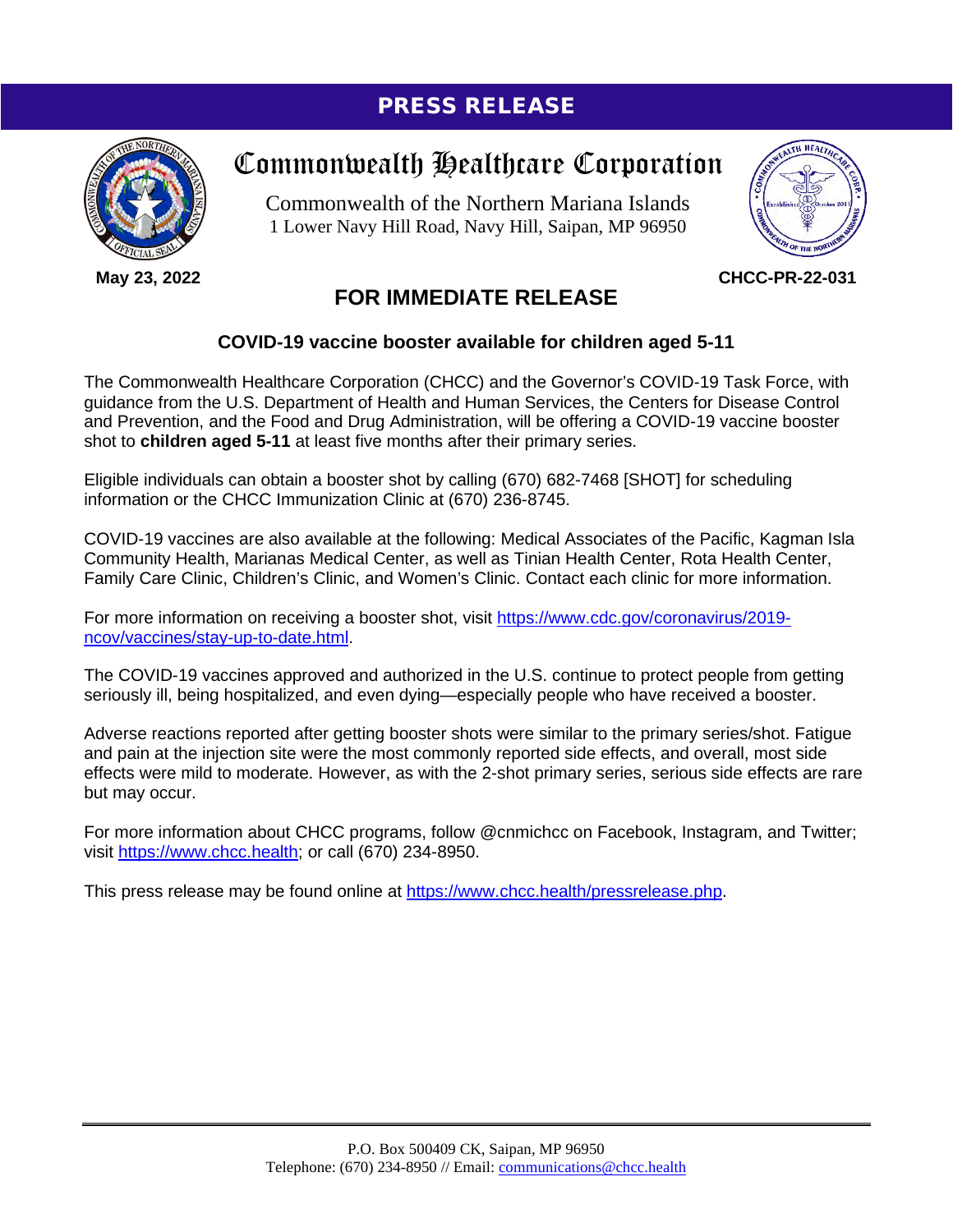# PRESS RELEASE

## Commonwealth Healthcare Corporation

Commonwealth of the Northern Mariana Islands
1 Lower Navy Hill Road, Navy Hill, Saipan, MP 96950

**May 23, 2022** **CHCC-PR-22-031**

## FOR IMMEDIATE RELEASE

### COVID-19 vaccine booster available for children aged 5-11

The Commonwealth Healthcare Corporation (CHCC) and the Governor's COVID-19 Task Force, with guidance from the U.S. Department of Health and Human Services, the Centers for Disease Control and Prevention, and the Food and Drug Administration, will be offering a COVID-19 vaccine booster shot to **children aged 5-11** at least five months after their primary series.

Eligible individuals can obtain a booster shot by calling (670) 682-7468 [SHOT] for scheduling information or the CHCC Immunization Clinic at (670) 236-8745.

COVID-19 vaccines are also available at the following: Medical Associates of the Pacific, Kagman Isla Community Health, Marianas Medical Center, as well as Tinian Health Center, Rota Health Center, Family Care Clinic, Children's Clinic, and Women's Clinic. Contact each clinic for more information.

For more information on receiving a booster shot, visit https://www.cdc.gov/coronavirus/2019-ncov/vaccines/stay-up-to-date.html.

The COVID-19 vaccines approved and authorized in the U.S. continue to protect people from getting seriously ill, being hospitalized, and even dying—especially people who have received a booster.

Adverse reactions reported after getting booster shots were similar to the primary series/shot. Fatigue and pain at the injection site were the most commonly reported side effects, and overall, most side effects were mild to moderate. However, as with the 2-shot primary series, serious side effects are rare but may occur.

For more information about CHCC programs, follow @cnmichcc on Facebook, Instagram, and Twitter; visit https://www.chcc.health; or call (670) 234-8950.

This press release may be found online at https://www.chcc.health/pressrelease.php.

P.O. Box 500409 CK, Saipan, MP 96950
Telephone: (670) 234-8950 // Email: communications@chcc.health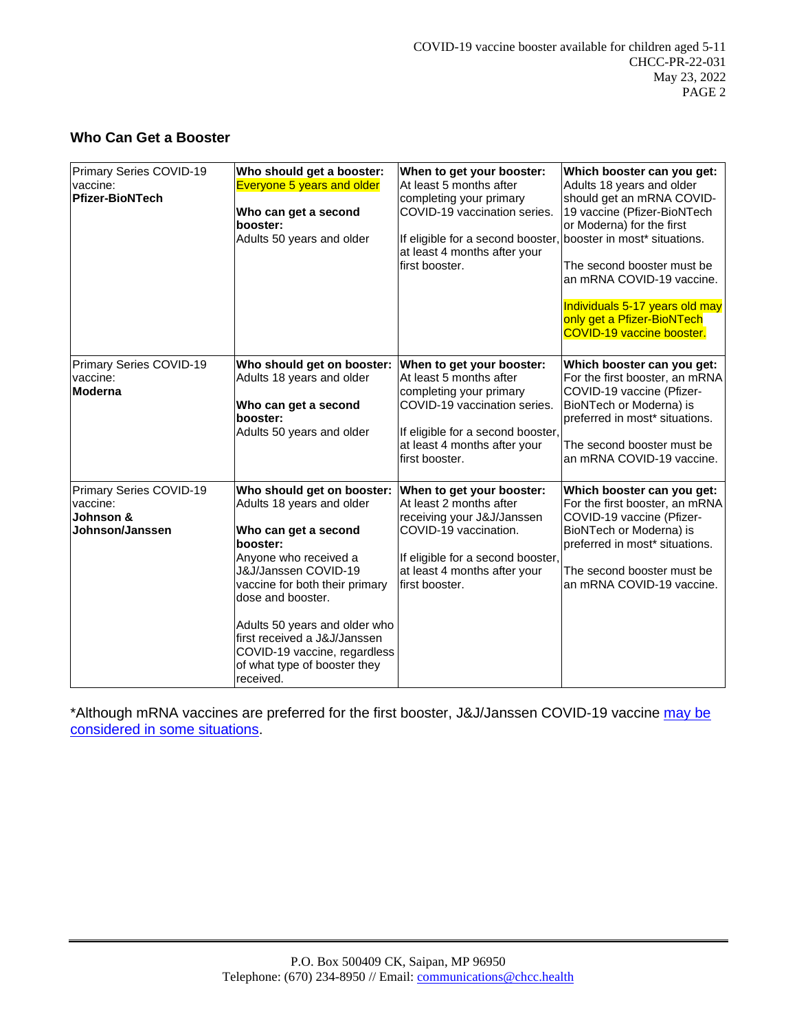## Who Can Get a Booster

| | | | |
|---|---|---|---|
| Primary Series COVID-19 vaccine: **Pfizer-BioNTech** | **Who should get a booster:** Everyone 5 years and older<br><br>**Who can get a second booster:** Adults 50 years and older | **When to get your booster:** At least 5 months after completing your primary COVID-19 vaccination series.<br><br>If eligible for a second booster, at least 4 months after your first booster. | **Which booster can you get:** Adults 18 years and older should get an mRNA COVID-19 vaccine (Pfizer-BioNTech or Moderna) for the first booster in most* situations.<br><br>The second booster must be an mRNA COVID-19 vaccine.<br><br>Individuals 5-17 years old may only get a Pfizer-BioNTech COVID-19 vaccine booster. |
| Primary Series COVID-19 vaccine: **Moderna** | **Who should get on booster:** Adults 18 years and older<br><br>**Who can get a second booster:** Adults 50 years and older | **When to get your booster:** At least 5 months after completing your primary COVID-19 vaccination series.<br><br>If eligible for a second booster, at least 4 months after your first booster. | **Which booster can you get:** For the first booster, an mRNA COVID-19 vaccine (Pfizer-BioNTech or Moderna) is preferred in most* situations.<br><br>The second booster must be an mRNA COVID-19 vaccine. |
| Primary Series COVID-19 vaccine: **Johnson & Johnson/Janssen** | **Who should get on booster:** Adults 18 years and older<br><br>**Who can get a second booster:** Anyone who received a J&J/Janssen COVID-19 vaccine for both their primary dose and booster.<br><br>Adults 50 years and older who first received a J&J/Janssen COVID-19 vaccine, regardless of what type of booster they received. | **When to get your booster:** At least 2 months after receiving your J&J/Janssen COVID-19 vaccination.<br><br>If eligible for a second booster, at least 4 months after your first booster. | **Which booster can you get:** For the first booster, an mRNA COVID-19 vaccine (Pfizer-BioNTech or Moderna) is preferred in most* situations.<br><br>The second booster must be an mRNA COVID-19 vaccine. |

*Although mRNA vaccines are preferred for the first booster, J&J/Janssen COVID-19 vaccine may be considered in some situations.

P.O. Box 500409 CK, Saipan, MP 96950
Telephone: (670) 234-8950 // Email: communications@chcc.health